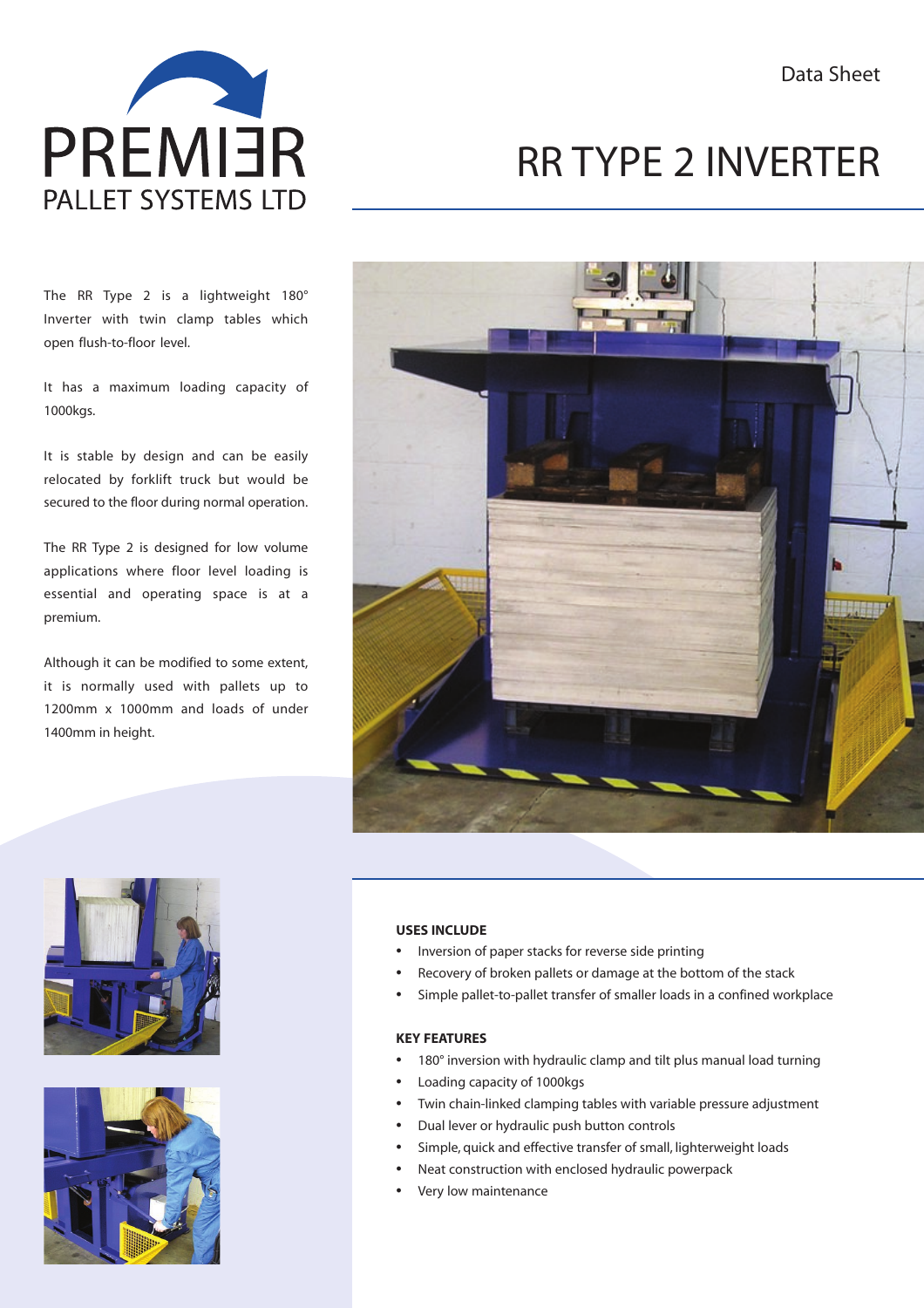PREMI∃R
PALLET SYSTEMS LTD

Data Sheet

# RR TYPE 2 INVERTER

The RR Type 2 is a lightweight 180° Inverter with twin clamp tables which open flush-to-floor level.

It has a maximum loading capacity of 1000kgs.

It is stable by design and can be easily relocated by forklift truck but would be secured to the floor during normal operation.

The RR Type 2 is designed for low volume applications where floor level loading is essential and operating space is at a premium.

Although it can be modified to some extent, it is normally used with pallets up to 1200mm x 1000mm and loads of under 1400mm in height.

### USES INCLUDE

- Inversion of paper stacks for reverse side printing
- Recovery of broken pallets or damage at the bottom of the stack
- Simple pallet-to-pallet transfer of smaller loads in a confined workplace

### KEY FEATURES

- 180° inversion with hydraulic clamp and tilt plus manual load turning
- Loading capacity of 1000kgs
- Twin chain-linked clamping tables with variable pressure adjustment
- Dual lever or hydraulic push button controls
- Simple, quick and effective transfer of small, lighterweight loads
- Neat construction with enclosed hydraulic powerpack
- Very low maintenance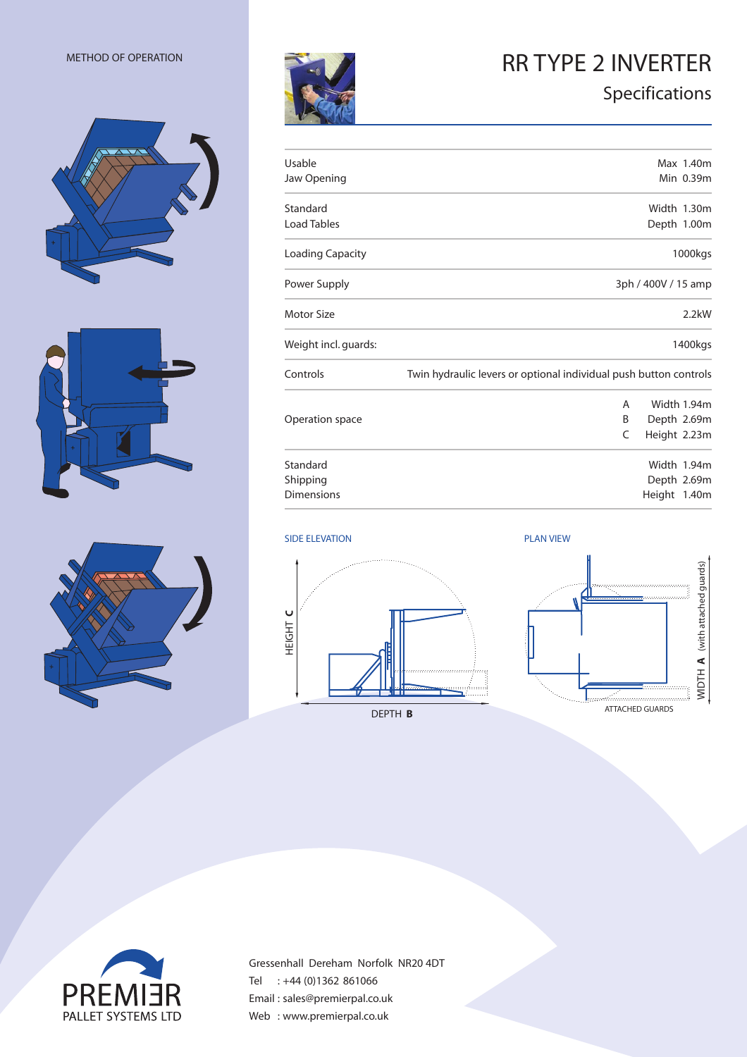METHOD OF OPERATION

# RR TYPE 2 INVERTER

## Specifications

| | |
|---|---|
| Usable Jaw Opening | Max 1.40m<br>Min 0.39m |
| Standard Load Tables | Width 1.30m<br>Depth 1.00m |
| Loading Capacity | 1000kgs |
| Power Supply | 3ph / 400V / 15 amp |
| Motor Size | 2.2kW |
| Weight incl. guards: | 1400kgs |
| Controls | Twin hydraulic levers or optional individual push button controls |
| Operation space | A Width 1.94m<br>B Depth 2.69m<br>C Height 2.23m |
| Standard Shipping Dimensions | Width 1.94m<br>Depth 2.69m<br>Height 1.40m |

SIDE ELEVATION

HEIGHT **C**

DEPTH **B**

PLAN VIEW

WIDTH **A** (with attached guards)

ATTACHED GUARDS

PREMIER PALLET SYSTEMS LTD

Gressenhall Dereham Norfolk NR20 4DT
Tel : +44 (0)1362 861066
Email : sales@premierpal.co.uk
Web : www.premierpal.co.uk